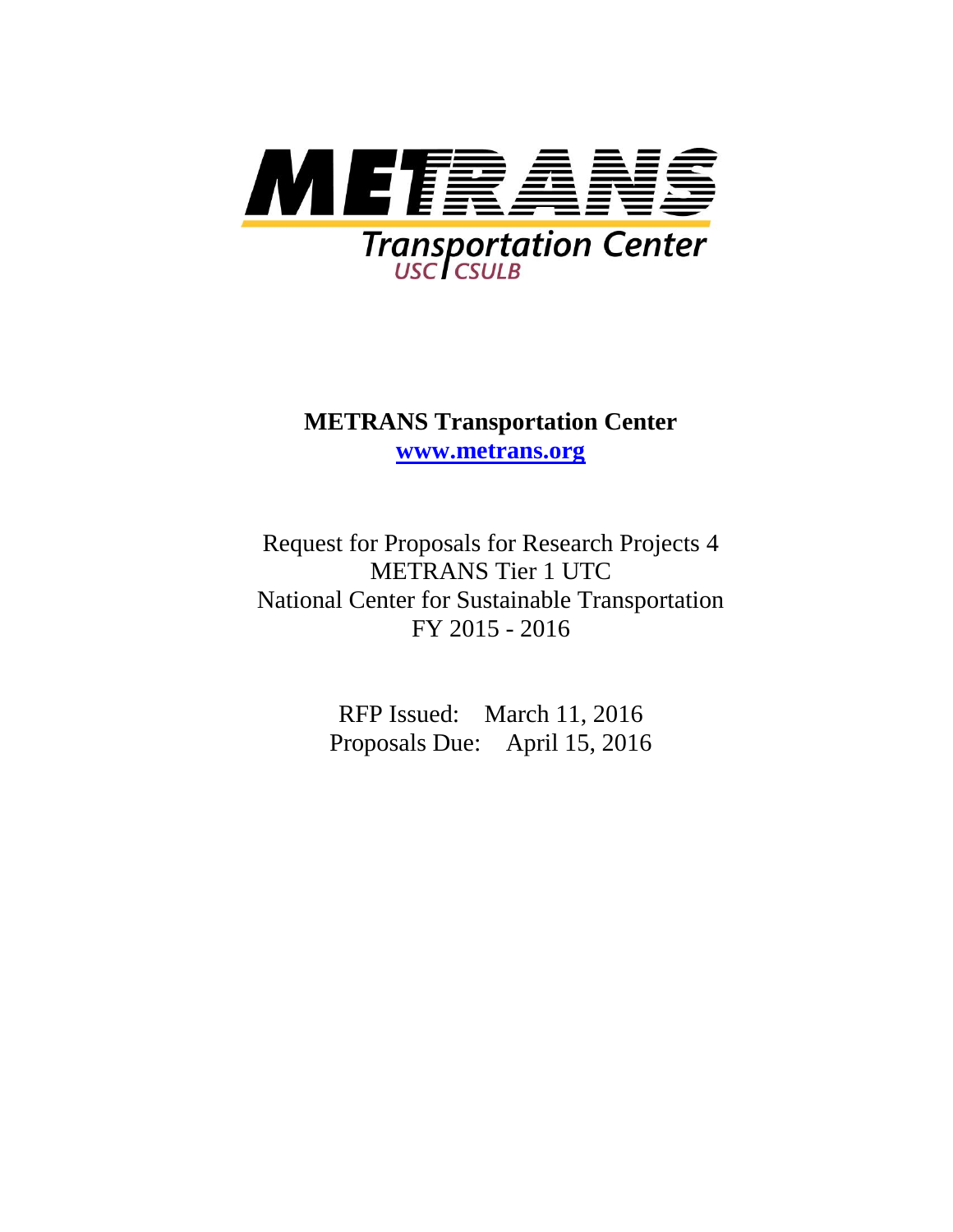**METRANS Transportation Center**
**www.metrans.org**

Request for Proposals for Research Projects 4
METRANS Tier 1 UTC
National Center for Sustainable Transportation
FY 2015 - 2016

RFP Issued: March 11, 2016
Proposals Due: April 15, 2016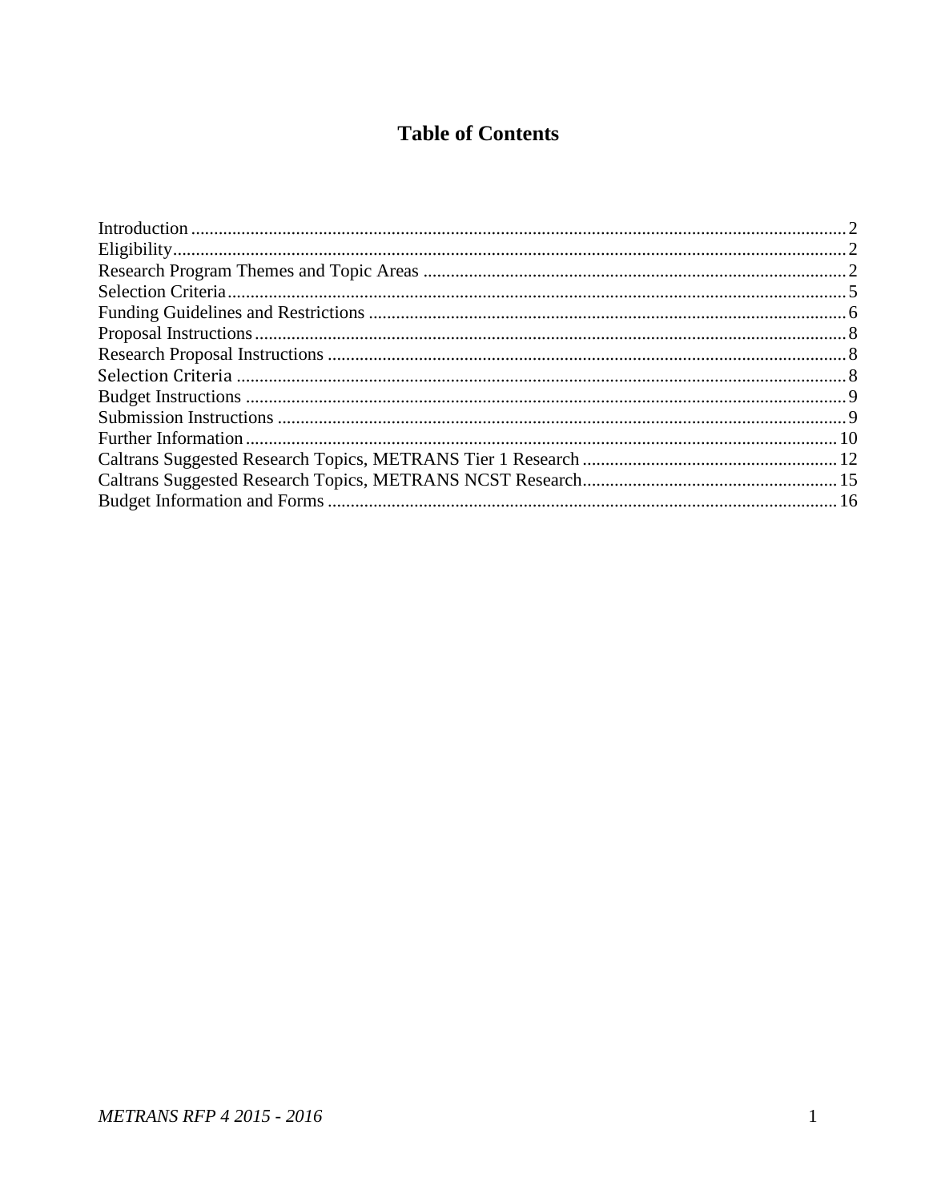# Table of Contents

Introduction ........ 2
Eligibility ........ 2
Research Program Themes and Topic Areas ........ 2
Selection Criteria ........ 5
Funding Guidelines and Restrictions ........ 6
Proposal Instructions ........ 8
Research Proposal Instructions ........ 8
Selection Criteria ........ 8
Budget Instructions ........ 9
Submission Instructions ........ 9
Further Information ........ 10
Caltrans Suggested Research Topics, METRANS Tier 1 Research ........ 12
Caltrans Suggested Research Topics, METRANS NCST Research ........ 15
Budget Information and Forms ........ 16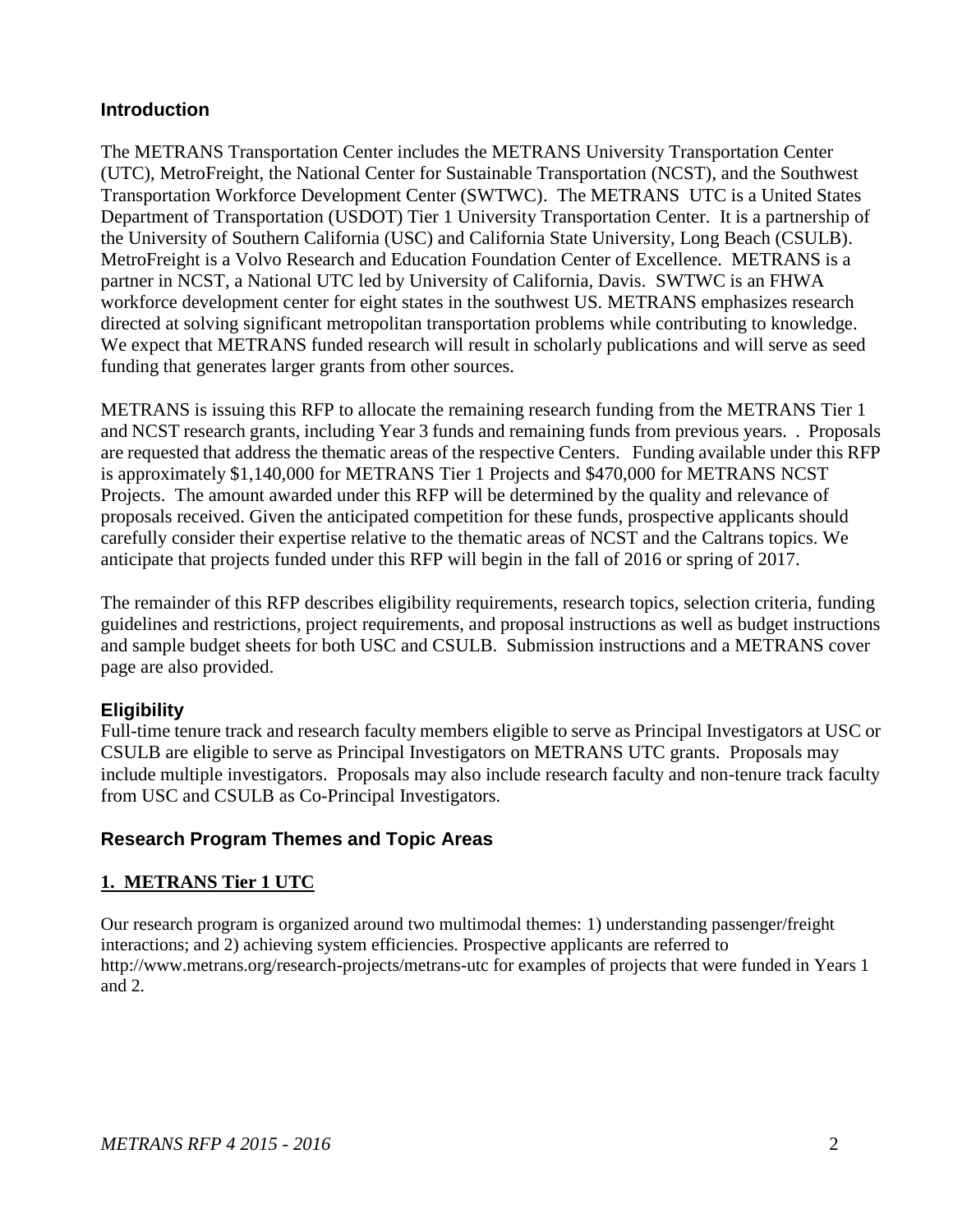## Introduction

The METRANS Transportation Center includes the METRANS University Transportation Center (UTC), MetroFreight, the National Center for Sustainable Transportation (NCST), and the Southwest Transportation Workforce Development Center (SWTWC). The METRANS UTC is a United States Department of Transportation (USDOT) Tier 1 University Transportation Center. It is a partnership of the University of Southern California (USC) and California State University, Long Beach (CSULB). MetroFreight is a Volvo Research and Education Foundation Center of Excellence. METRANS is a partner in NCST, a National UTC led by University of California, Davis. SWTWC is an FHWA workforce development center for eight states in the southwest US. METRANS emphasizes research directed at solving significant metropolitan transportation problems while contributing to knowledge. We expect that METRANS funded research will result in scholarly publications and will serve as seed funding that generates larger grants from other sources.

METRANS is issuing this RFP to allocate the remaining research funding from the METRANS Tier 1 and NCST research grants, including Year 3 funds and remaining funds from previous years. . Proposals are requested that address the thematic areas of the respective Centers. Funding available under this RFP is approximately $1,140,000 for METRANS Tier 1 Projects and $470,000 for METRANS NCST Projects. The amount awarded under this RFP will be determined by the quality and relevance of proposals received. Given the anticipated competition for these funds, prospective applicants should carefully consider their expertise relative to the thematic areas of NCST and the Caltrans topics. We anticipate that projects funded under this RFP will begin in the fall of 2016 or spring of 2017.

The remainder of this RFP describes eligibility requirements, research topics, selection criteria, funding guidelines and restrictions, project requirements, and proposal instructions as well as budget instructions and sample budget sheets for both USC and CSULB. Submission instructions and a METRANS cover page are also provided.

## Eligibility

Full-time tenure track and research faculty members eligible to serve as Principal Investigators at USC or CSULB are eligible to serve as Principal Investigators on METRANS UTC grants. Proposals may include multiple investigators. Proposals may also include research faculty and non-tenure track faculty from USC and CSULB as Co-Principal Investigators.

## Research Program Themes and Topic Areas

### 1. METRANS Tier 1 UTC

Our research program is organized around two multimodal themes: 1) understanding passenger/freight interactions; and 2) achieving system efficiencies. Prospective applicants are referred to http://www.metrans.org/research-projects/metrans-utc for examples of projects that were funded in Years 1 and 2.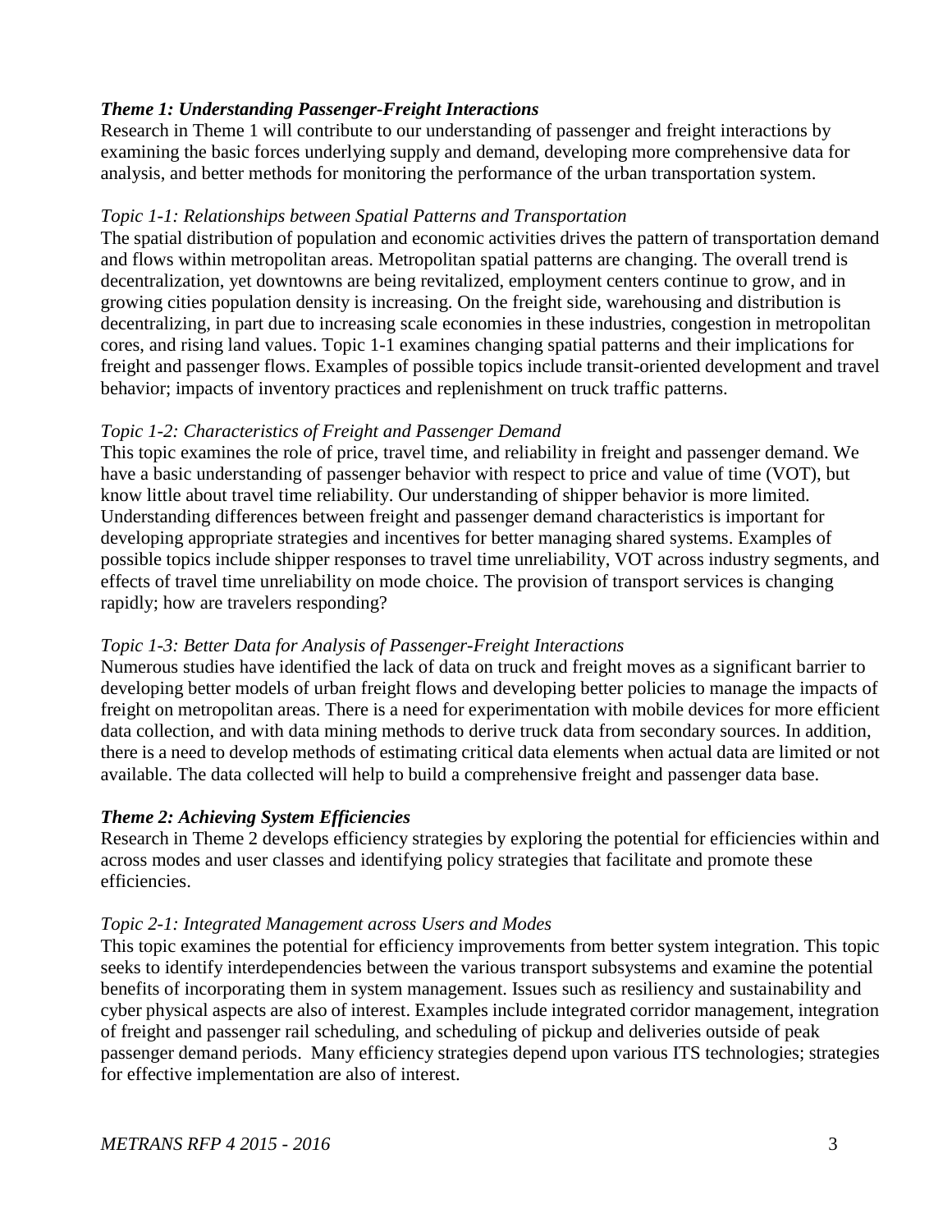### *Theme 1: Understanding Passenger-Freight Interactions*

Research in Theme 1 will contribute to our understanding of passenger and freight interactions by examining the basic forces underlying supply and demand, developing more comprehensive data for analysis, and better methods for monitoring the performance of the urban transportation system.

#### *Topic 1-1: Relationships between Spatial Patterns and Transportation*

The spatial distribution of population and economic activities drives the pattern of transportation demand and flows within metropolitan areas. Metropolitan spatial patterns are changing. The overall trend is decentralization, yet downtowns are being revitalized, employment centers continue to grow, and in growing cities population density is increasing. On the freight side, warehousing and distribution is decentralizing, in part due to increasing scale economies in these industries, congestion in metropolitan cores, and rising land values. Topic 1-1 examines changing spatial patterns and their implications for freight and passenger flows. Examples of possible topics include transit-oriented development and travel behavior; impacts of inventory practices and replenishment on truck traffic patterns.

#### *Topic 1-2: Characteristics of Freight and Passenger Demand*

This topic examines the role of price, travel time, and reliability in freight and passenger demand. We have a basic understanding of passenger behavior with respect to price and value of time (VOT), but know little about travel time reliability. Our understanding of shipper behavior is more limited. Understanding differences between freight and passenger demand characteristics is important for developing appropriate strategies and incentives for better managing shared systems. Examples of possible topics include shipper responses to travel time unreliability, VOT across industry segments, and effects of travel time unreliability on mode choice. The provision of transport services is changing rapidly; how are travelers responding?

#### *Topic 1-3: Better Data for Analysis of Passenger-Freight Interactions*

Numerous studies have identified the lack of data on truck and freight moves as a significant barrier to developing better models of urban freight flows and developing better policies to manage the impacts of freight on metropolitan areas. There is a need for experimentation with mobile devices for more efficient data collection, and with data mining methods to derive truck data from secondary sources. In addition, there is a need to develop methods of estimating critical data elements when actual data are limited or not available. The data collected will help to build a comprehensive freight and passenger data base.

### *Theme 2: Achieving System Efficiencies*

Research in Theme 2 develops efficiency strategies by exploring the potential for efficiencies within and across modes and user classes and identifying policy strategies that facilitate and promote these efficiencies.

#### *Topic 2-1: Integrated Management across Users and Modes*

This topic examines the potential for efficiency improvements from better system integration. This topic seeks to identify interdependencies between the various transport subsystems and examine the potential benefits of incorporating them in system management. Issues such as resiliency and sustainability and cyber physical aspects are also of interest. Examples include integrated corridor management, integration of freight and passenger rail scheduling, and scheduling of pickup and deliveries outside of peak passenger demand periods. Many efficiency strategies depend upon various ITS technologies; strategies for effective implementation are also of interest.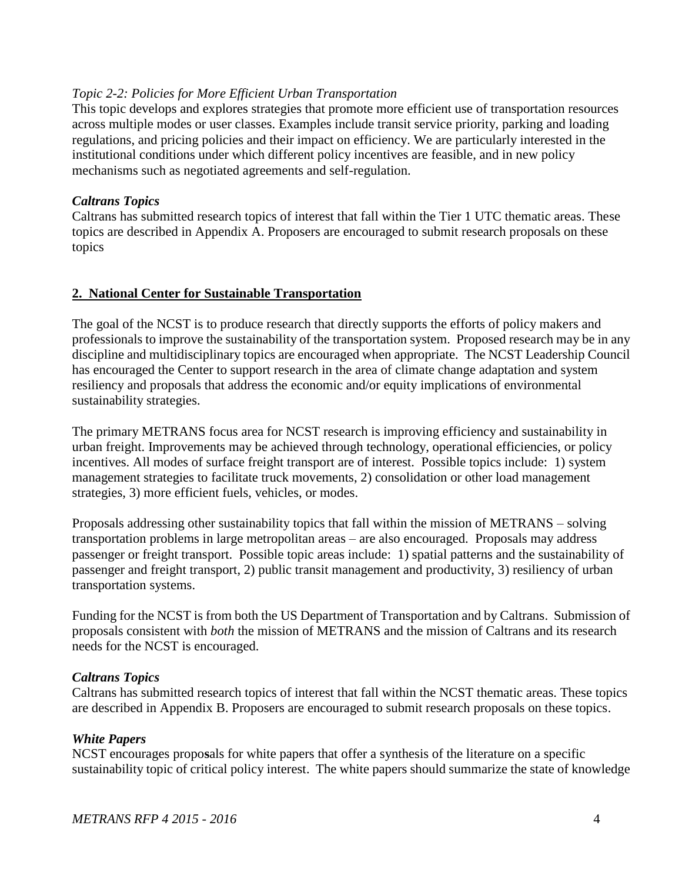*Topic 2-2: Policies for More Efficient Urban Transportation*

This topic develops and explores strategies that promote more efficient use of transportation resources across multiple modes or user classes. Examples include transit service priority, parking and loading regulations, and pricing policies and their impact on efficiency. We are particularly interested in the institutional conditions under which different policy incentives are feasible, and in new policy mechanisms such as negotiated agreements and self-regulation.

***Caltrans Topics***

Caltrans has submitted research topics of interest that fall within the Tier 1 UTC thematic areas. These topics are described in Appendix A. Proposers are encouraged to submit research proposals on these topics

## 2. National Center for Sustainable Transportation

The goal of the NCST is to produce research that directly supports the efforts of policy makers and professionals to improve the sustainability of the transportation system. Proposed research may be in any discipline and multidisciplinary topics are encouraged when appropriate. The NCST Leadership Council has encouraged the Center to support research in the area of climate change adaptation and system resiliency and proposals that address the economic and/or equity implications of environmental sustainability strategies.

The primary METRANS focus area for NCST research is improving efficiency and sustainability in urban freight. Improvements may be achieved through technology, operational efficiencies, or policy incentives. All modes of surface freight transport are of interest. Possible topics include: 1) system management strategies to facilitate truck movements, 2) consolidation or other load management strategies, 3) more efficient fuels, vehicles, or modes.

Proposals addressing other sustainability topics that fall within the mission of METRANS – solving transportation problems in large metropolitan areas – are also encouraged. Proposals may address passenger or freight transport. Possible topic areas include: 1) spatial patterns and the sustainability of passenger and freight transport, 2) public transit management and productivity, 3) resiliency of urban transportation systems.

Funding for the NCST is from both the US Department of Transportation and by Caltrans. Submission of proposals consistent with *both* the mission of METRANS and the mission of Caltrans and its research needs for the NCST is encouraged.

***Caltrans Topics***

Caltrans has submitted research topics of interest that fall within the NCST thematic areas. These topics are described in Appendix B. Proposers are encouraged to submit research proposals on these topics.

***White Papers***

NCST encourages proposals for white papers that offer a synthesis of the literature on a specific sustainability topic of critical policy interest. The white papers should summarize the state of knowledge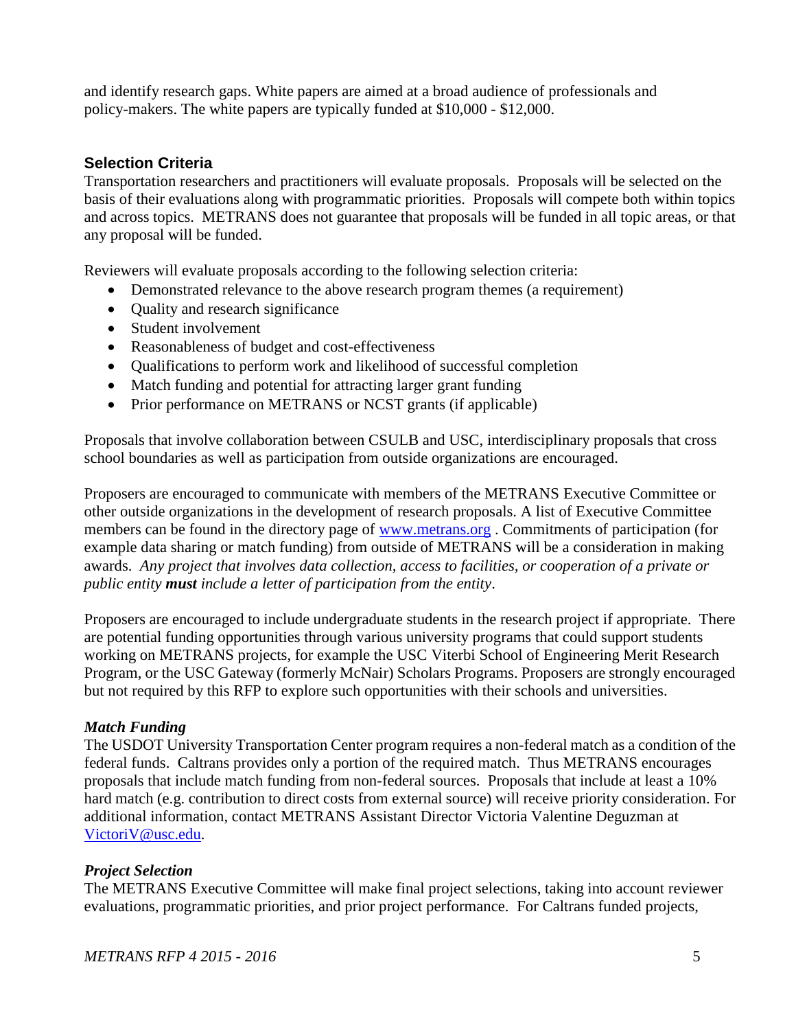and identify research gaps. White papers are aimed at a broad audience of professionals and policy-makers. The white papers are typically funded at $10,000 - $12,000.

### Selection Criteria

Transportation researchers and practitioners will evaluate proposals. Proposals will be selected on the basis of their evaluations along with programmatic priorities. Proposals will compete both within topics and across topics. METRANS does not guarantee that proposals will be funded in all topic areas, or that any proposal will be funded.

Reviewers will evaluate proposals according to the following selection criteria:

- Demonstrated relevance to the above research program themes (a requirement)
- Quality and research significance
- Student involvement
- Reasonableness of budget and cost-effectiveness
- Qualifications to perform work and likelihood of successful completion
- Match funding and potential for attracting larger grant funding
- Prior performance on METRANS or NCST grants (if applicable)

Proposals that involve collaboration between CSULB and USC, interdisciplinary proposals that cross school boundaries as well as participation from outside organizations are encouraged.

Proposers are encouraged to communicate with members of the METRANS Executive Committee or other outside organizations in the development of research proposals. A list of Executive Committee members can be found in the directory page of [www.metrans.org](http://www.metrans.org) . Commitments of participation (for example data sharing or match funding) from outside of METRANS will be a consideration in making awards. *Any project that involves data collection, access to facilities, or cooperation of a private or public entity **must** include a letter of participation from the entity*.

Proposers are encouraged to include undergraduate students in the research project if appropriate. There are potential funding opportunities through various university programs that could support students working on METRANS projects, for example the USC Viterbi School of Engineering Merit Research Program, or the USC Gateway (formerly McNair) Scholars Programs. Proposers are strongly encouraged but not required by this RFP to explore such opportunities with their schools and universities.

#### *Match Funding*

The USDOT University Transportation Center program requires a non-federal match as a condition of the federal funds. Caltrans provides only a portion of the required match. Thus METRANS encourages proposals that include match funding from non-federal sources. Proposals that include at least a 10% hard match (e.g. contribution to direct costs from external source) will receive priority consideration. For additional information, contact METRANS Assistant Director Victoria Valentine Deguzman at [VictoriV@usc.edu](mailto:VictoriV@usc.edu).

#### *Project Selection*

The METRANS Executive Committee will make final project selections, taking into account reviewer evaluations, programmatic priorities, and prior project performance. For Caltrans funded projects,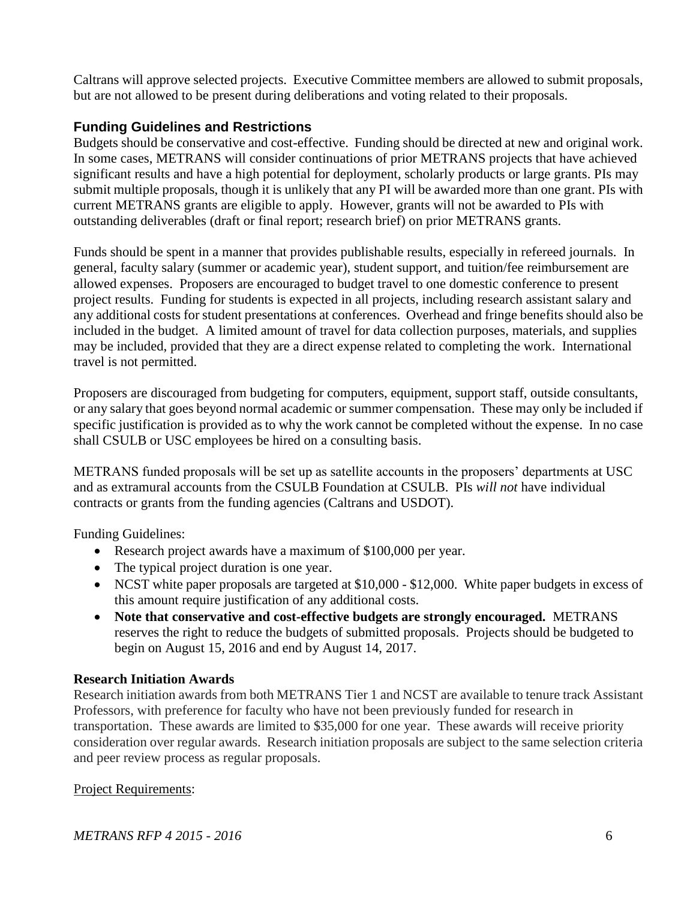Caltrans will approve selected projects. Executive Committee members are allowed to submit proposals, but are not allowed to be present during deliberations and voting related to their proposals.

### Funding Guidelines and Restrictions

Budgets should be conservative and cost-effective. Funding should be directed at new and original work. In some cases, METRANS will consider continuations of prior METRANS projects that have achieved significant results and have a high potential for deployment, scholarly products or large grants. PIs may submit multiple proposals, though it is unlikely that any PI will be awarded more than one grant. PIs with current METRANS grants are eligible to apply. However, grants will not be awarded to PIs with outstanding deliverables (draft or final report; research brief) on prior METRANS grants.

Funds should be spent in a manner that provides publishable results, especially in refereed journals. In general, faculty salary (summer or academic year), student support, and tuition/fee reimbursement are allowed expenses. Proposers are encouraged to budget travel to one domestic conference to present project results. Funding for students is expected in all projects, including research assistant salary and any additional costs for student presentations at conferences. Overhead and fringe benefits should also be included in the budget. A limited amount of travel for data collection purposes, materials, and supplies may be included, provided that they are a direct expense related to completing the work. International travel is not permitted.

Proposers are discouraged from budgeting for computers, equipment, support staff, outside consultants, or any salary that goes beyond normal academic or summer compensation. These may only be included if specific justification is provided as to why the work cannot be completed without the expense. In no case shall CSULB or USC employees be hired on a consulting basis.

METRANS funded proposals will be set up as satellite accounts in the proposers' departments at USC and as extramural accounts from the CSULB Foundation at CSULB. PIs *will not* have individual contracts or grants from the funding agencies (Caltrans and USDOT).

Funding Guidelines:

- Research project awards have a maximum of $100,000 per year.
- The typical project duration is one year.
- NCST white paper proposals are targeted at $10,000 - $12,000. White paper budgets in excess of this amount require justification of any additional costs.
- **Note that conservative and cost-effective budgets are strongly encouraged.** METRANS reserves the right to reduce the budgets of submitted proposals. Projects should be budgeted to begin on August 15, 2016 and end by August 14, 2017.

**Research Initiation Awards**

Research initiation awards from both METRANS Tier 1 and NCST are available to tenure track Assistant Professors, with preference for faculty who have not been previously funded for research in transportation. These awards are limited to $35,000 for one year. These awards will receive priority consideration over regular awards. Research initiation proposals are subject to the same selection criteria and peer review process as regular proposals.

Project Requirements: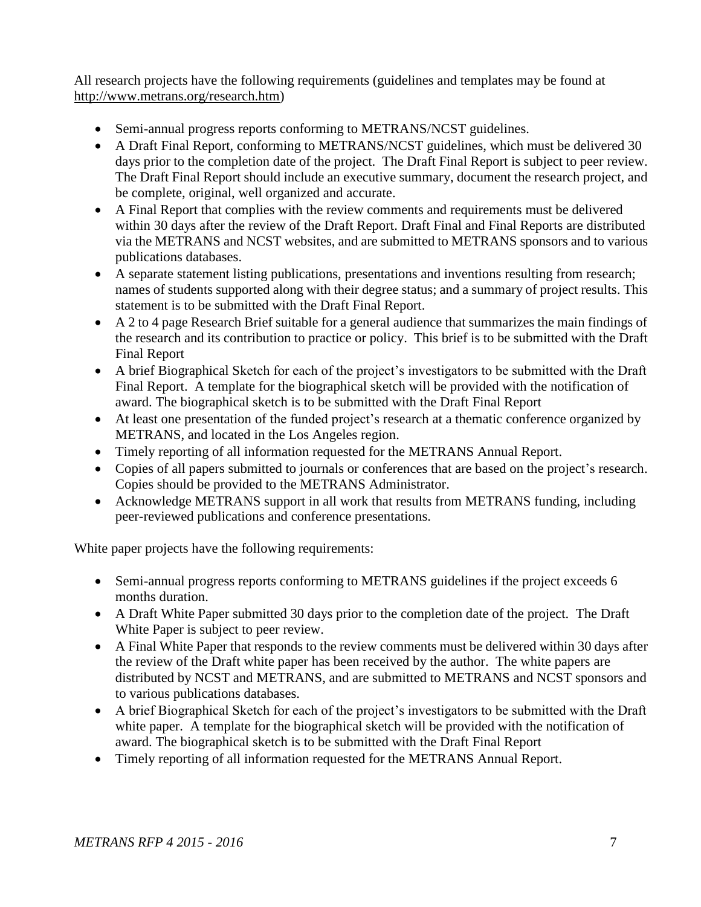All research projects have the following requirements (guidelines and templates may be found at http://www.metrans.org/research.htm)

- Semi-annual progress reports conforming to METRANS/NCST guidelines.
- A Draft Final Report, conforming to METRANS/NCST guidelines, which must be delivered 30 days prior to the completion date of the project. The Draft Final Report is subject to peer review. The Draft Final Report should include an executive summary, document the research project, and be complete, original, well organized and accurate.
- A Final Report that complies with the review comments and requirements must be delivered within 30 days after the review of the Draft Report. Draft Final and Final Reports are distributed via the METRANS and NCST websites, and are submitted to METRANS sponsors and to various publications databases.
- A separate statement listing publications, presentations and inventions resulting from research; names of students supported along with their degree status; and a summary of project results. This statement is to be submitted with the Draft Final Report.
- A 2 to 4 page Research Brief suitable for a general audience that summarizes the main findings of the research and its contribution to practice or policy. This brief is to be submitted with the Draft Final Report
- A brief Biographical Sketch for each of the project's investigators to be submitted with the Draft Final Report. A template for the biographical sketch will be provided with the notification of award. The biographical sketch is to be submitted with the Draft Final Report
- At least one presentation of the funded project's research at a thematic conference organized by METRANS, and located in the Los Angeles region.
- Timely reporting of all information requested for the METRANS Annual Report.
- Copies of all papers submitted to journals or conferences that are based on the project's research. Copies should be provided to the METRANS Administrator.
- Acknowledge METRANS support in all work that results from METRANS funding, including peer-reviewed publications and conference presentations.

White paper projects have the following requirements:

- Semi-annual progress reports conforming to METRANS guidelines if the project exceeds 6 months duration.
- A Draft White Paper submitted 30 days prior to the completion date of the project. The Draft White Paper is subject to peer review.
- A Final White Paper that responds to the review comments must be delivered within 30 days after the review of the Draft white paper has been received by the author. The white papers are distributed by NCST and METRANS, and are submitted to METRANS and NCST sponsors and to various publications databases.
- A brief Biographical Sketch for each of the project's investigators to be submitted with the Draft white paper. A template for the biographical sketch will be provided with the notification of award. The biographical sketch is to be submitted with the Draft Final Report
- Timely reporting of all information requested for the METRANS Annual Report.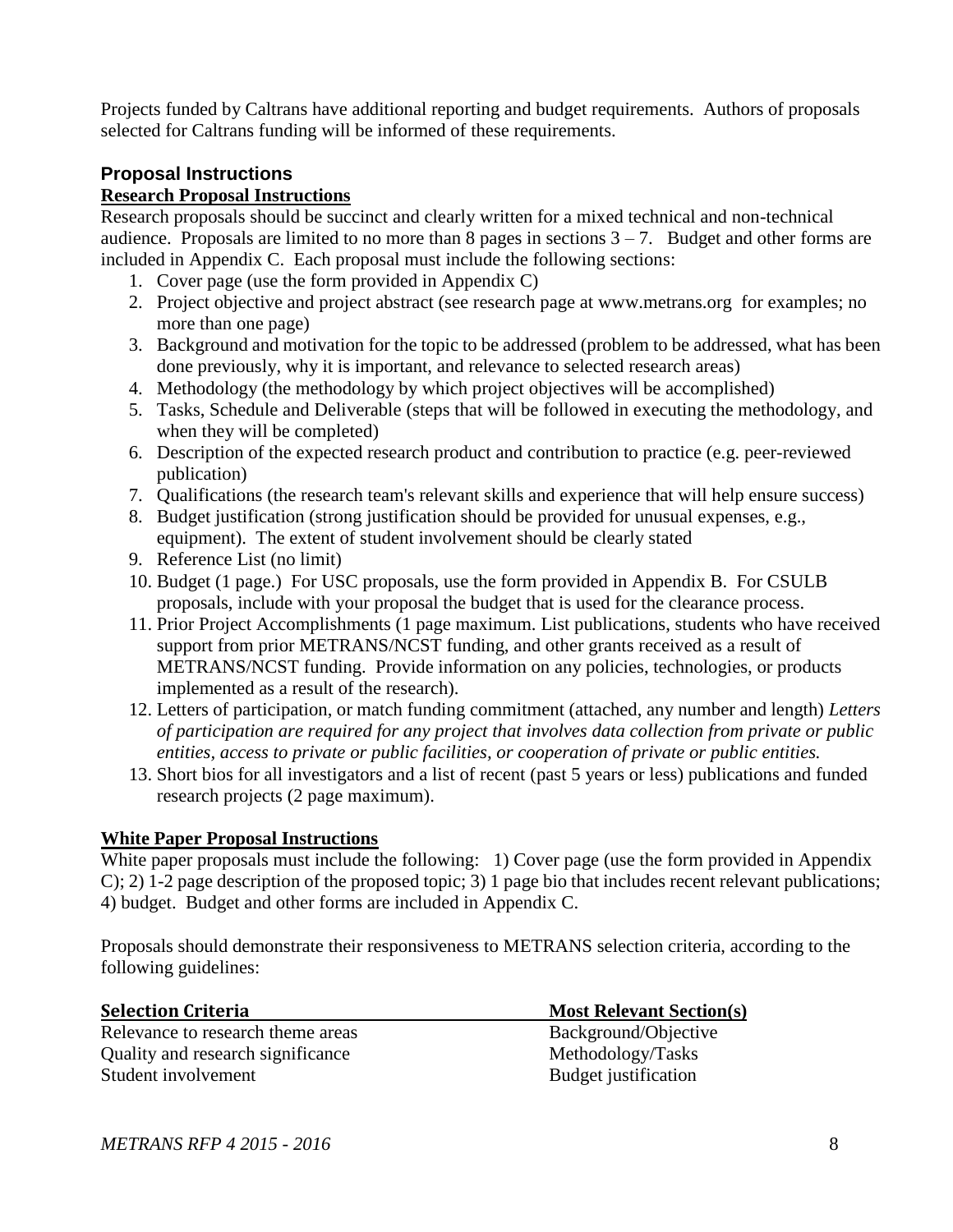Projects funded by Caltrans have additional reporting and budget requirements. Authors of proposals selected for Caltrans funding will be informed of these requirements.

## Proposal Instructions

**Research Proposal Instructions**

Research proposals should be succinct and clearly written for a mixed technical and non-technical audience. Proposals are limited to no more than 8 pages in sections 3 – 7. Budget and other forms are included in Appendix C. Each proposal must include the following sections:

1. Cover page (use the form provided in Appendix C)
2. Project objective and project abstract (see research page at www.metrans.org for examples; no more than one page)
3. Background and motivation for the topic to be addressed (problem to be addressed, what has been done previously, why it is important, and relevance to selected research areas)
4. Methodology (the methodology by which project objectives will be accomplished)
5. Tasks, Schedule and Deliverable (steps that will be followed in executing the methodology, and when they will be completed)
6. Description of the expected research product and contribution to practice (e.g. peer-reviewed publication)
7. Qualifications (the research team's relevant skills and experience that will help ensure success)
8. Budget justification (strong justification should be provided for unusual expenses, e.g., equipment). The extent of student involvement should be clearly stated
9. Reference List (no limit)
10. Budget (1 page.) For USC proposals, use the form provided in Appendix B. For CSULB proposals, include with your proposal the budget that is used for the clearance process.
11. Prior Project Accomplishments (1 page maximum. List publications, students who have received support from prior METRANS/NCST funding, and other grants received as a result of METRANS/NCST funding. Provide information on any policies, technologies, or products implemented as a result of the research).
12. Letters of participation, or match funding commitment (attached, any number and length) *Letters of participation are required for any project that involves data collection from private or public entities, access to private or public facilities, or cooperation of private or public entities.*
13. Short bios for all investigators and a list of recent (past 5 years or less) publications and funded research projects (2 page maximum).

**White Paper Proposal Instructions**

White paper proposals must include the following: 1) Cover page (use the form provided in Appendix C); 2) 1-2 page description of the proposed topic; 3) 1 page bio that includes recent relevant publications; 4) budget. Budget and other forms are included in Appendix C.

Proposals should demonstrate their responsiveness to METRANS selection criteria, according to the following guidelines:

| Selection Criteria | Most Relevant Section(s) |
|---|---|
| Relevance to research theme areas | Background/Objective |
| Quality and research significance | Methodology/Tasks |
| Student involvement | Budget justification |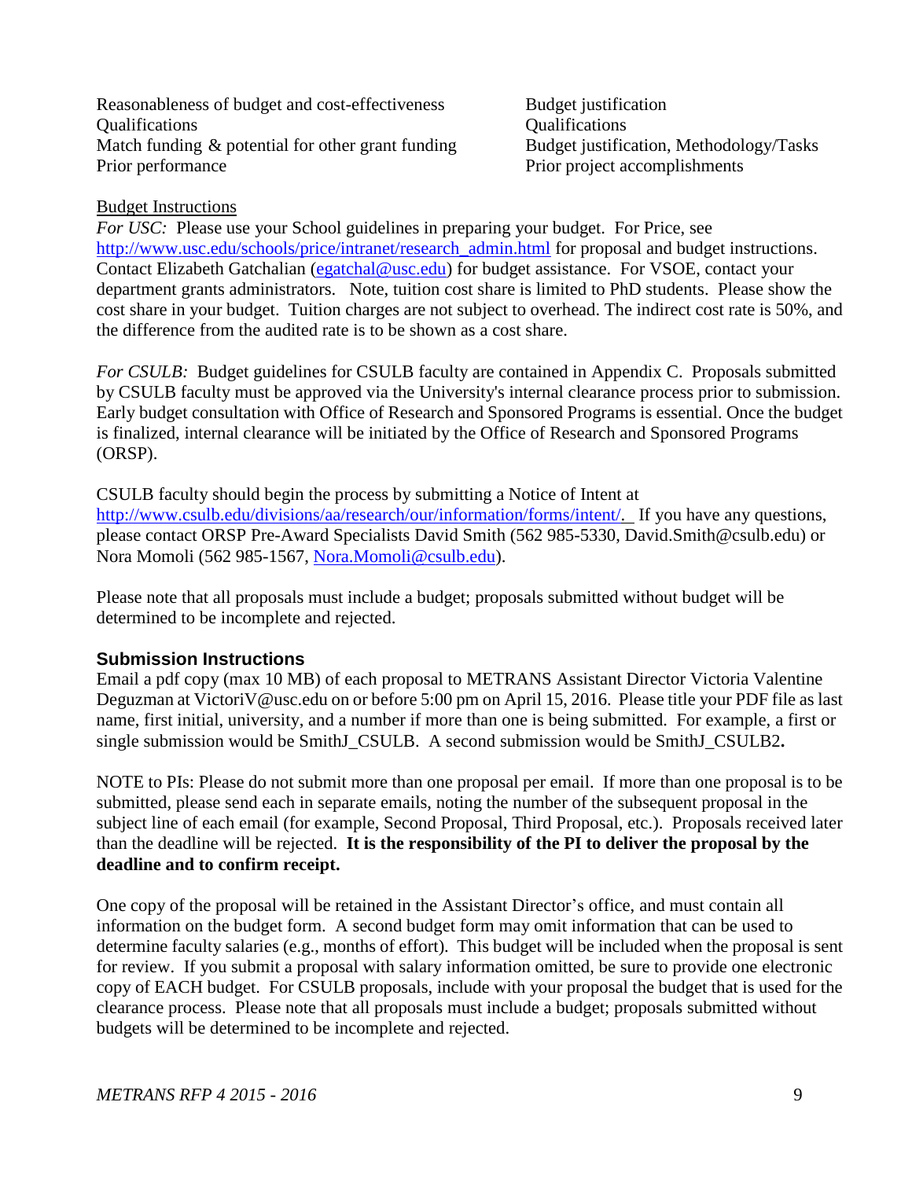| | |
|---|---|
| Reasonableness of budget and cost-effectiveness | Budget justification |
| Qualifications | Qualifications |
| Match funding & potential for other grant funding | Budget justification, Methodology/Tasks |
| Prior performance | Prior project accomplishments |

Budget Instructions

*For USC:* Please use your School guidelines in preparing your budget. For Price, see http://www.usc.edu/schools/price/intranet/research_admin.html for proposal and budget instructions. Contact Elizabeth Gatchalian (egatchal@usc.edu) for budget assistance. For VSOE, contact your department grants administrators. Note, tuition cost share is limited to PhD students. Please show the cost share in your budget. Tuition charges are not subject to overhead. The indirect cost rate is 50%, and the difference from the audited rate is to be shown as a cost share.

*For CSULB:* Budget guidelines for CSULB faculty are contained in Appendix C. Proposals submitted by CSULB faculty must be approved via the University's internal clearance process prior to submission. Early budget consultation with Office of Research and Sponsored Programs is essential. Once the budget is finalized, internal clearance will be initiated by the Office of Research and Sponsored Programs (ORSP).

CSULB faculty should begin the process by submitting a Notice of Intent at http://www.csulb.edu/divisions/aa/research/our/information/forms/intent/. If you have any questions, please contact ORSP Pre-Award Specialists David Smith (562 985-5330, David.Smith@csulb.edu) or Nora Momoli (562 985-1567, Nora.Momoli@csulb.edu).

Please note that all proposals must include a budget; proposals submitted without budget will be determined to be incomplete and rejected.

### Submission Instructions

Email a pdf copy (max 10 MB) of each proposal to METRANS Assistant Director Victoria Valentine Deguzman at VictoriV@usc.edu on or before 5:00 pm on April 15, 2016. Please title your PDF file as last name, first initial, university, and a number if more than one is being submitted. For example, a first or single submission would be SmithJ_CSULB. A second submission would be SmithJ_CSULB2**.**

NOTE to PIs: Please do not submit more than one proposal per email. If more than one proposal is to be submitted, please send each in separate emails, noting the number of the subsequent proposal in the subject line of each email (for example, Second Proposal, Third Proposal, etc.). Proposals received later than the deadline will be rejected. **It is the responsibility of the PI to deliver the proposal by the deadline and to confirm receipt.**

One copy of the proposal will be retained in the Assistant Director's office, and must contain all information on the budget form. A second budget form may omit information that can be used to determine faculty salaries (e.g., months of effort). This budget will be included when the proposal is sent for review. If you submit a proposal with salary information omitted, be sure to provide one electronic copy of EACH budget. For CSULB proposals, include with your proposal the budget that is used for the clearance process. Please note that all proposals must include a budget; proposals submitted without budgets will be determined to be incomplete and rejected.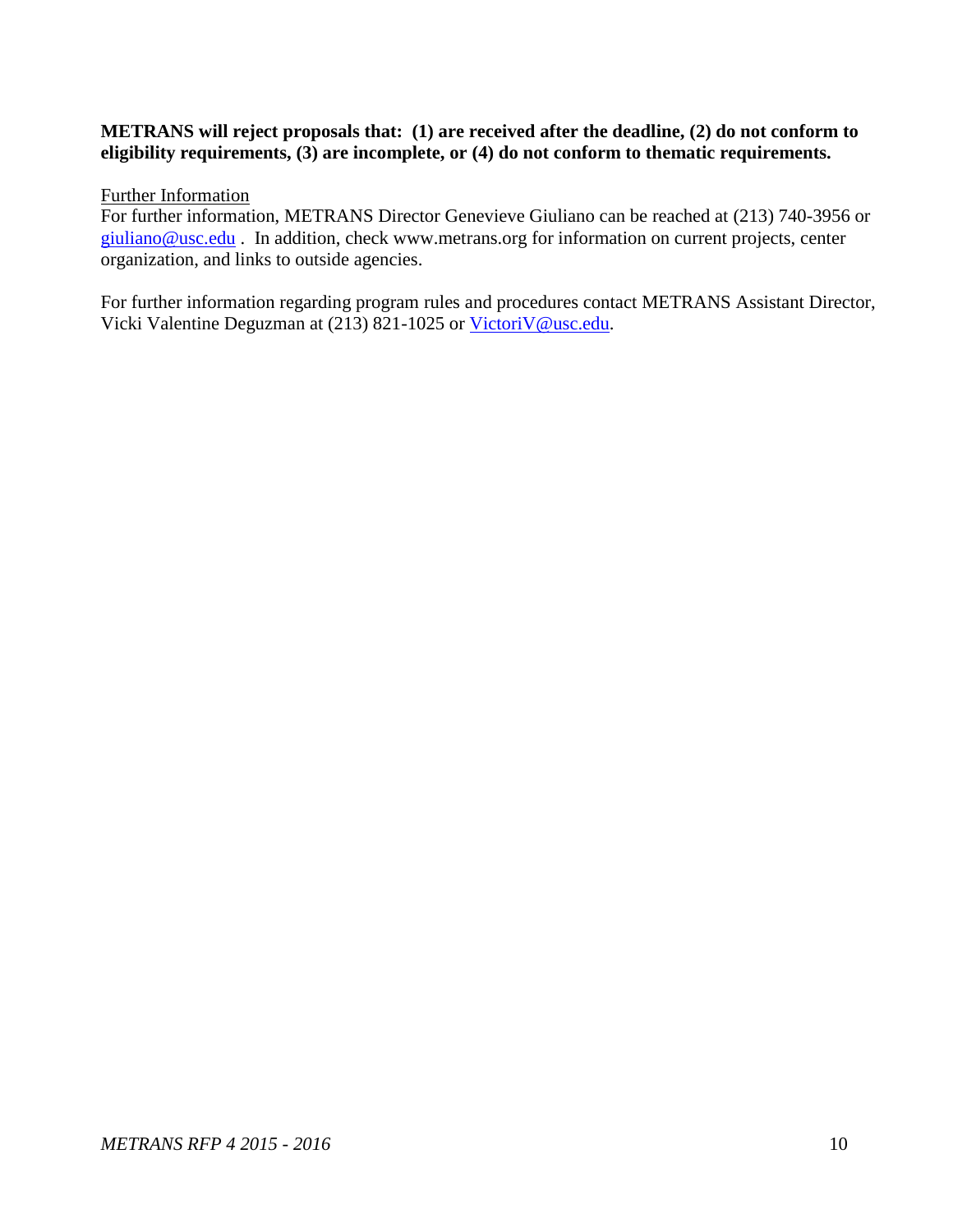**METRANS will reject proposals that: (1) are received after the deadline, (2) do not conform to eligibility requirements, (3) are incomplete, or (4) do not conform to thematic requirements.**

Further Information

For further information, METRANS Director Genevieve Giuliano can be reached at (213) 740-3956 or giuliano@usc.edu . In addition, check www.metrans.org for information on current projects, center organization, and links to outside agencies.

For further information regarding program rules and procedures contact METRANS Assistant Director, Vicki Valentine Deguzman at (213) 821-1025 or VictoriV@usc.edu.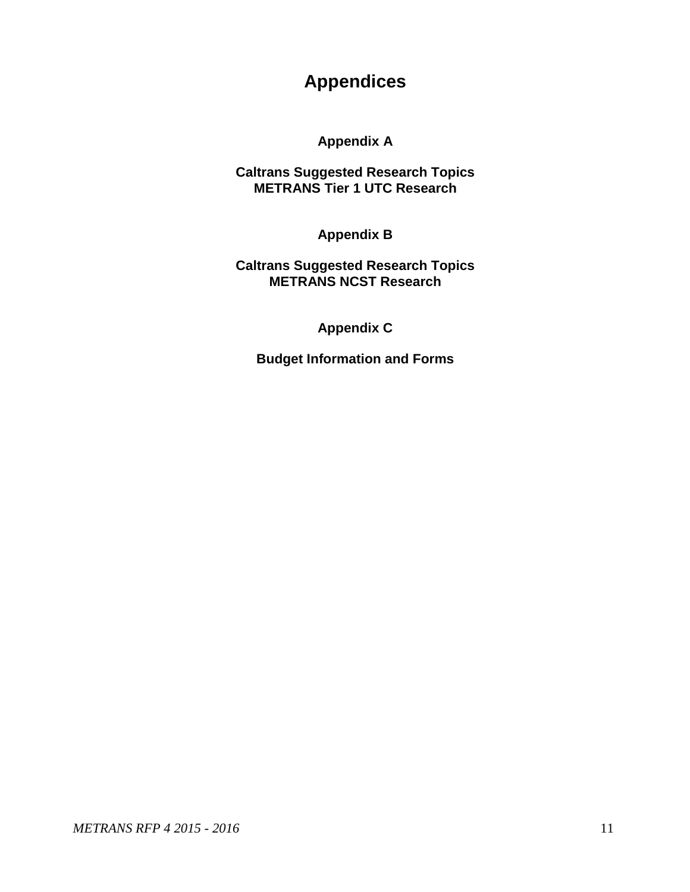# Appendices

## Appendix A

**Caltrans Suggested Research Topics**
**METRANS Tier 1 UTC Research**

## Appendix B

**Caltrans Suggested Research Topics**
**METRANS NCST Research**

## Appendix C

**Budget Information and Forms**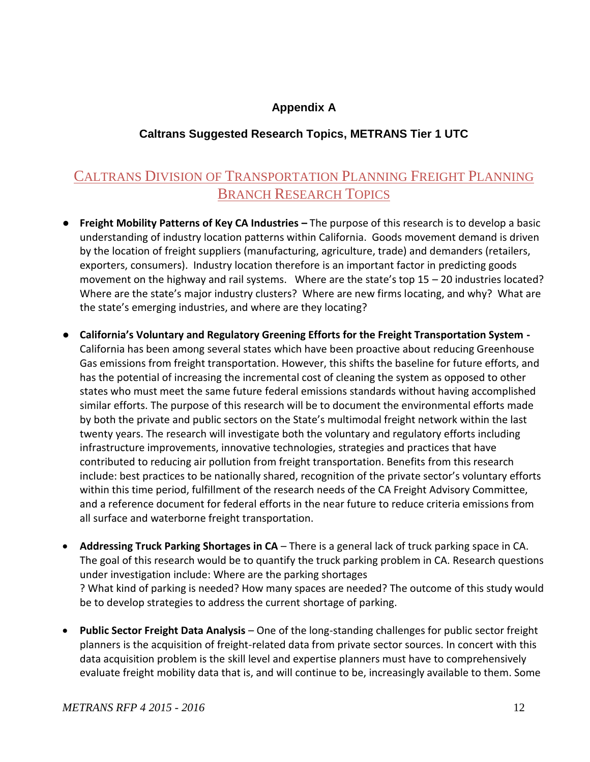## Appendix A

## Caltrans Suggested Research Topics, METRANS Tier 1 UTC

## CALTRANS DIVISION OF TRANSPORTATION PLANNING FREIGHT PLANNING BRANCH RESEARCH TOPICS

- **Freight Mobility Patterns of Key CA Industries –** The purpose of this research is to develop a basic understanding of industry location patterns within California. Goods movement demand is driven by the location of freight suppliers (manufacturing, agriculture, trade) and demanders (retailers, exporters, consumers). Industry location therefore is an important factor in predicting goods movement on the highway and rail systems. Where are the state's top 15 – 20 industries located? Where are the state's major industry clusters? Where are new firms locating, and why? What are the state's emerging industries, and where are they locating?

- **California's Voluntary and Regulatory Greening Efforts for the Freight Transportation System -** California has been among several states which have been proactive about reducing Greenhouse Gas emissions from freight transportation. However, this shifts the baseline for future efforts, and has the potential of increasing the incremental cost of cleaning the system as opposed to other states who must meet the same future federal emissions standards without having accomplished similar efforts. The purpose of this research will be to document the environmental efforts made by both the private and public sectors on the State's multimodal freight network within the last twenty years. The research will investigate both the voluntary and regulatory efforts including infrastructure improvements, innovative technologies, strategies and practices that have contributed to reducing air pollution from freight transportation. Benefits from this research include: best practices to be nationally shared, recognition of the private sector's voluntary efforts within this time period, fulfillment of the research needs of the CA Freight Advisory Committee, and a reference document for federal efforts in the near future to reduce criteria emissions from all surface and waterborne freight transportation.

- **Addressing Truck Parking Shortages in CA** – There is a general lack of truck parking space in CA. The goal of this research would be to quantify the truck parking problem in CA. Research questions under investigation include: Where are the parking shortages ? What kind of parking is needed? How many spaces are needed? The outcome of this study would be to develop strategies to address the current shortage of parking.

- **Public Sector Freight Data Analysis** – One of the long-standing challenges for public sector freight planners is the acquisition of freight-related data from private sector sources. In concert with this data acquisition problem is the skill level and expertise planners must have to comprehensively evaluate freight mobility data that is, and will continue to be, increasingly available to them. Some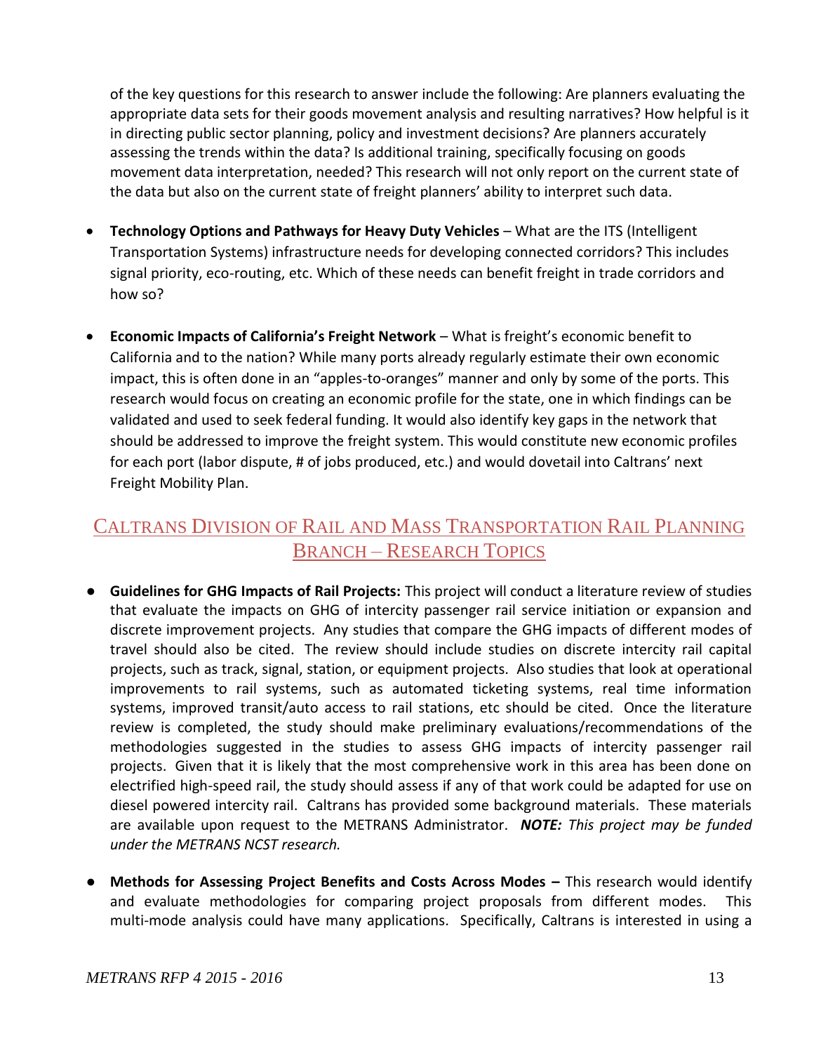of the key questions for this research to answer include the following: Are planners evaluating the appropriate data sets for their goods movement analysis and resulting narratives? How helpful is it in directing public sector planning, policy and investment decisions? Are planners accurately assessing the trends within the data? Is additional training, specifically focusing on goods movement data interpretation, needed? This research will not only report on the current state of the data but also on the current state of freight planners' ability to interpret such data.

- **Technology Options and Pathways for Heavy Duty Vehicles** – What are the ITS (Intelligent Transportation Systems) infrastructure needs for developing connected corridors? This includes signal priority, eco-routing, etc. Which of these needs can benefit freight in trade corridors and how so?

- **Economic Impacts of California's Freight Network** – What is freight's economic benefit to California and to the nation? While many ports already regularly estimate their own economic impact, this is often done in an "apples-to-oranges" manner and only by some of the ports. This research would focus on creating an economic profile for the state, one in which findings can be validated and used to seek federal funding. It would also identify key gaps in the network that should be addressed to improve the freight system. This would constitute new economic profiles for each port (labor dispute, # of jobs produced, etc.) and would dovetail into Caltrans' next Freight Mobility Plan.

## Caltrans Division of Rail and Mass Transportation Rail Planning Branch – Research Topics

- **Guidelines for GHG Impacts of Rail Projects:** This project will conduct a literature review of studies that evaluate the impacts on GHG of intercity passenger rail service initiation or expansion and discrete improvement projects. Any studies that compare the GHG impacts of different modes of travel should also be cited. The review should include studies on discrete intercity rail capital projects, such as track, signal, station, or equipment projects. Also studies that look at operational improvements to rail systems, such as automated ticketing systems, real time information systems, improved transit/auto access to rail stations, etc should be cited. Once the literature review is completed, the study should make preliminary evaluations/recommendations of the methodologies suggested in the studies to assess GHG impacts of intercity passenger rail projects. Given that it is likely that the most comprehensive work in this area has been done on electrified high-speed rail, the study should assess if any of that work could be adapted for use on diesel powered intercity rail. Caltrans has provided some background materials. These materials are available upon request to the METRANS Administrator. ***NOTE:*** *This project may be funded under the METRANS NCST research.*

- **Methods for Assessing Project Benefits and Costs Across Modes –** This research would identify and evaluate methodologies for comparing project proposals from different modes. This multi-mode analysis could have many applications. Specifically, Caltrans is interested in using a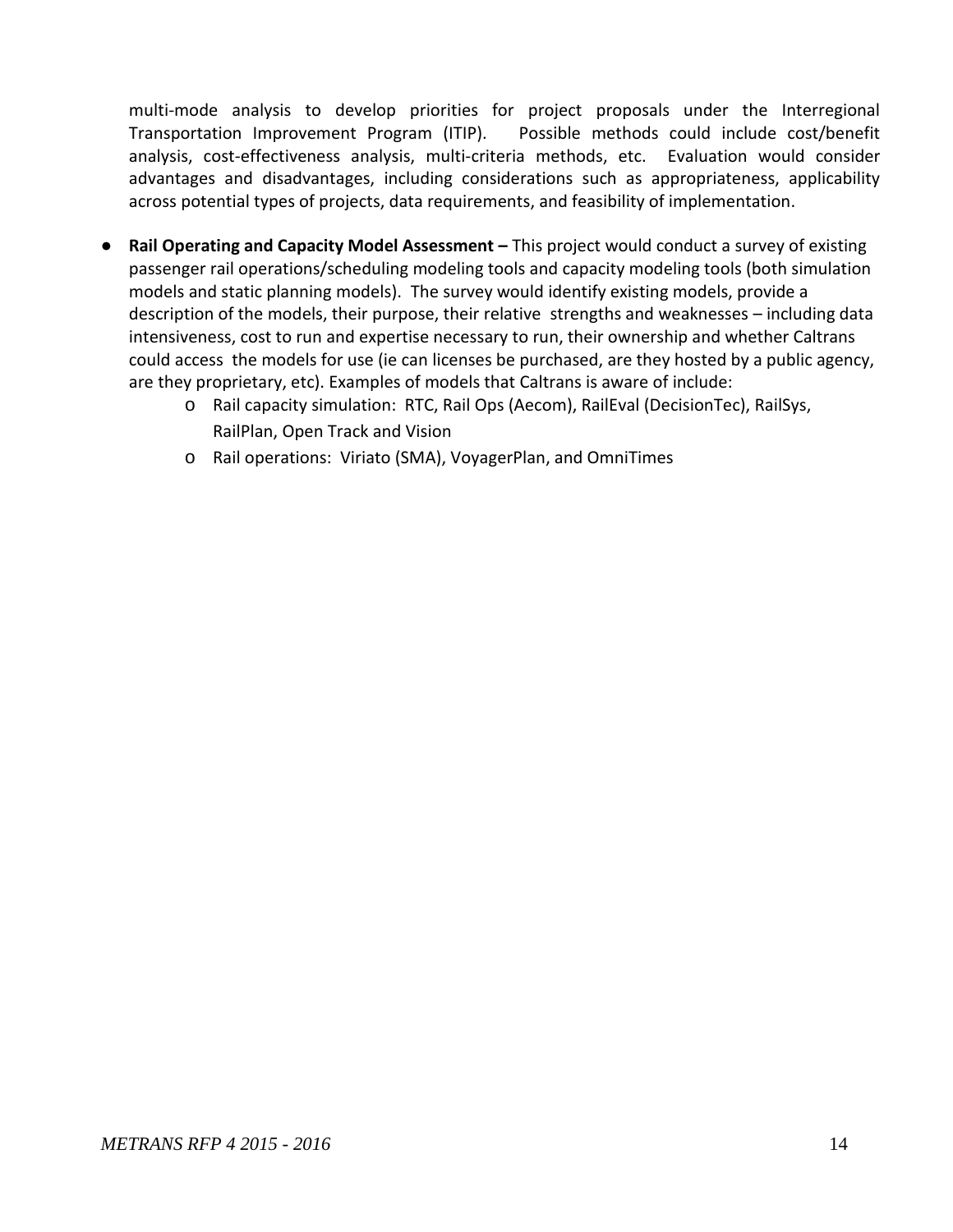multi-mode analysis to develop priorities for project proposals under the Interregional Transportation Improvement Program (ITIP). Possible methods could include cost/benefit analysis, cost-effectiveness analysis, multi-criteria methods, etc. Evaluation would consider advantages and disadvantages, including considerations such as appropriateness, applicability across potential types of projects, data requirements, and feasibility of implementation.

- **Rail Operating and Capacity Model Assessment –** This project would conduct a survey of existing passenger rail operations/scheduling modeling tools and capacity modeling tools (both simulation models and static planning models). The survey would identify existing models, provide a description of the models, their purpose, their relative strengths and weaknesses – including data intensiveness, cost to run and expertise necessary to run, their ownership and whether Caltrans could access the models for use (ie can licenses be purchased, are they hosted by a public agency, are they proprietary, etc). Examples of models that Caltrans is aware of include:
    - Rail capacity simulation: RTC, Rail Ops (Aecom), RailEval (DecisionTec), RailSys, RailPlan, Open Track and Vision
    - Rail operations: Viriato (SMA), VoyagerPlan, and OmniTimes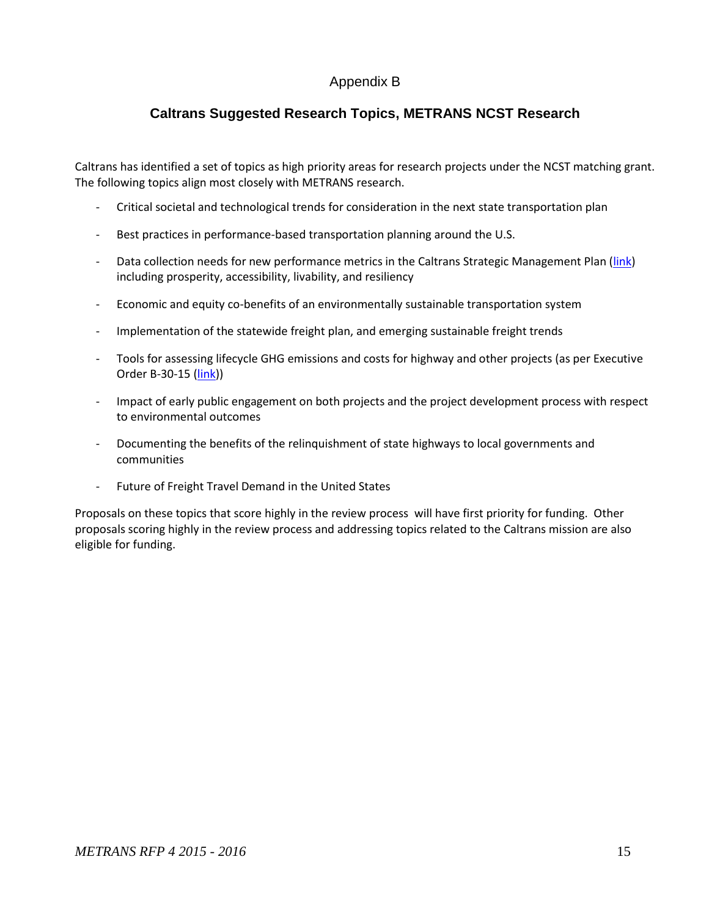# Appendix B

## Caltrans Suggested Research Topics, METRANS NCST Research

Caltrans has identified a set of topics as high priority areas for research projects under the NCST matching grant. The following topics align most closely with METRANS research.

- Critical societal and technological trends for consideration in the next state transportation plan
- Best practices in performance-based transportation planning around the U.S.
- Data collection needs for new performance metrics in the Caltrans Strategic Management Plan (link) including prosperity, accessibility, livability, and resiliency
- Economic and equity co-benefits of an environmentally sustainable transportation system
- Implementation of the statewide freight plan, and emerging sustainable freight trends
- Tools for assessing lifecycle GHG emissions and costs for highway and other projects (as per Executive Order B-30-15 (link))
- Impact of early public engagement on both projects and the project development process with respect to environmental outcomes
- Documenting the benefits of the relinquishment of state highways to local governments and communities
- Future of Freight Travel Demand in the United States

Proposals on these topics that score highly in the review process will have first priority for funding. Other proposals scoring highly in the review process and addressing topics related to the Caltrans mission are also eligible for funding.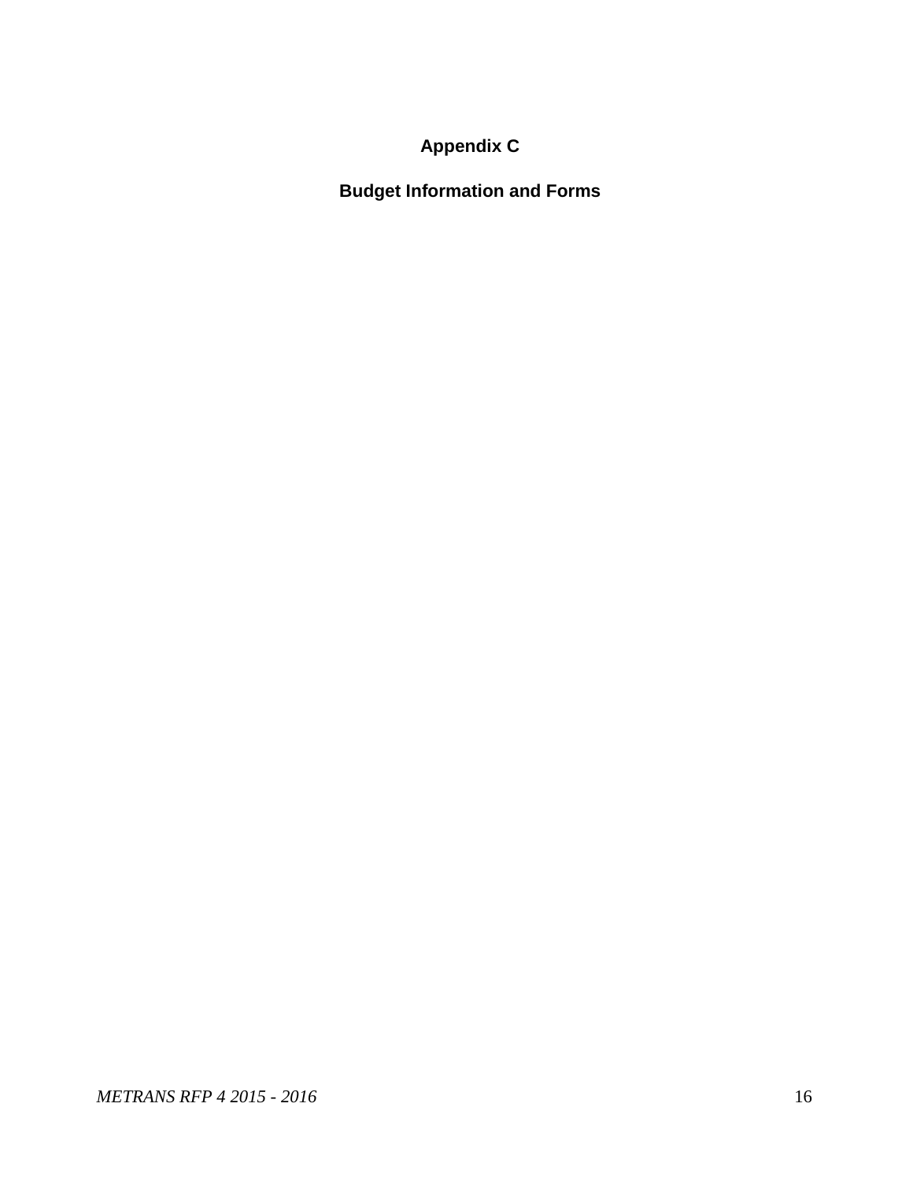# Appendix C

## Budget Information and Forms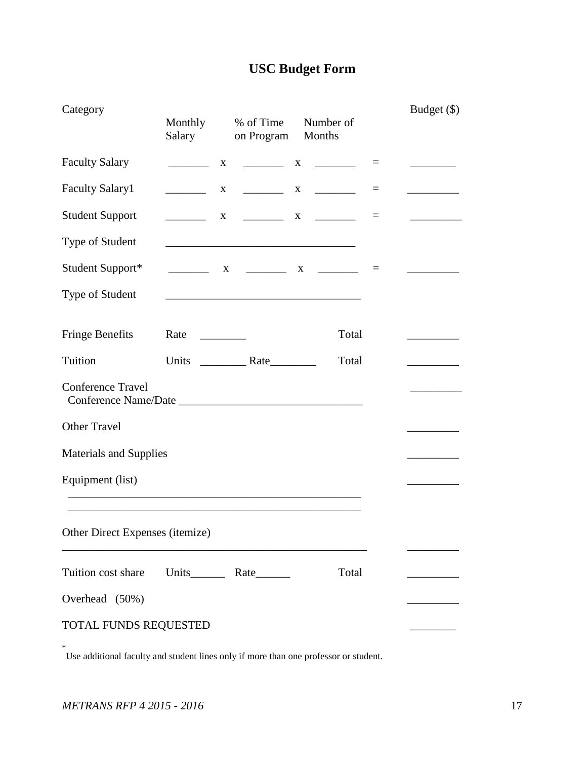# USC Budget Form

| Category | Monthly Salary | | % of Time on Program | | Number of Months | | Budget ($) |
|---|---|---|---|---|---|---|---|
| Faculty Salary | _______ | x | _______ | x | _______ | = | ________ |
| Faculty Salary1 | _______ | x | _______ | x | _______ | = | _________ |
| Student Support | _______ | x | _______ | x | _______ | = | _________ |
| Type of Student | ________________________________ | | | | | | |
| Student Support* | _______ | x | _______ | x | _______ | = | _________ |
| Type of Student | _________________________________ | | | | | | |
| Fringe Benefits | Rate ________ | | | | Total | | _________ |
| Tuition | Units ________ Rate________ | | | | Total | | _________ |
| Conference Travel<br>Conference Name/Date _______________________________ | | | | | | | _________ |
| Other Travel | | | | | | | _________ |
| Materials and Supplies | | | | | | | _________ |
| Equipment (list)<br>__________________________________________________<br>__________________________________________________ | | | | | | | _________ |
| Other Direct Expenses (itemize)<br>___________________________________________________ | | | | | | | _________ |
| Tuition cost share | Units______ Rate______ | | | | Total | | _________ |
| Overhead (50%) | | | | | | | _________ |
| TOTAL FUNDS REQUESTED | | | | | | | ________ |

* Use additional faculty and student lines only if more than one professor or student.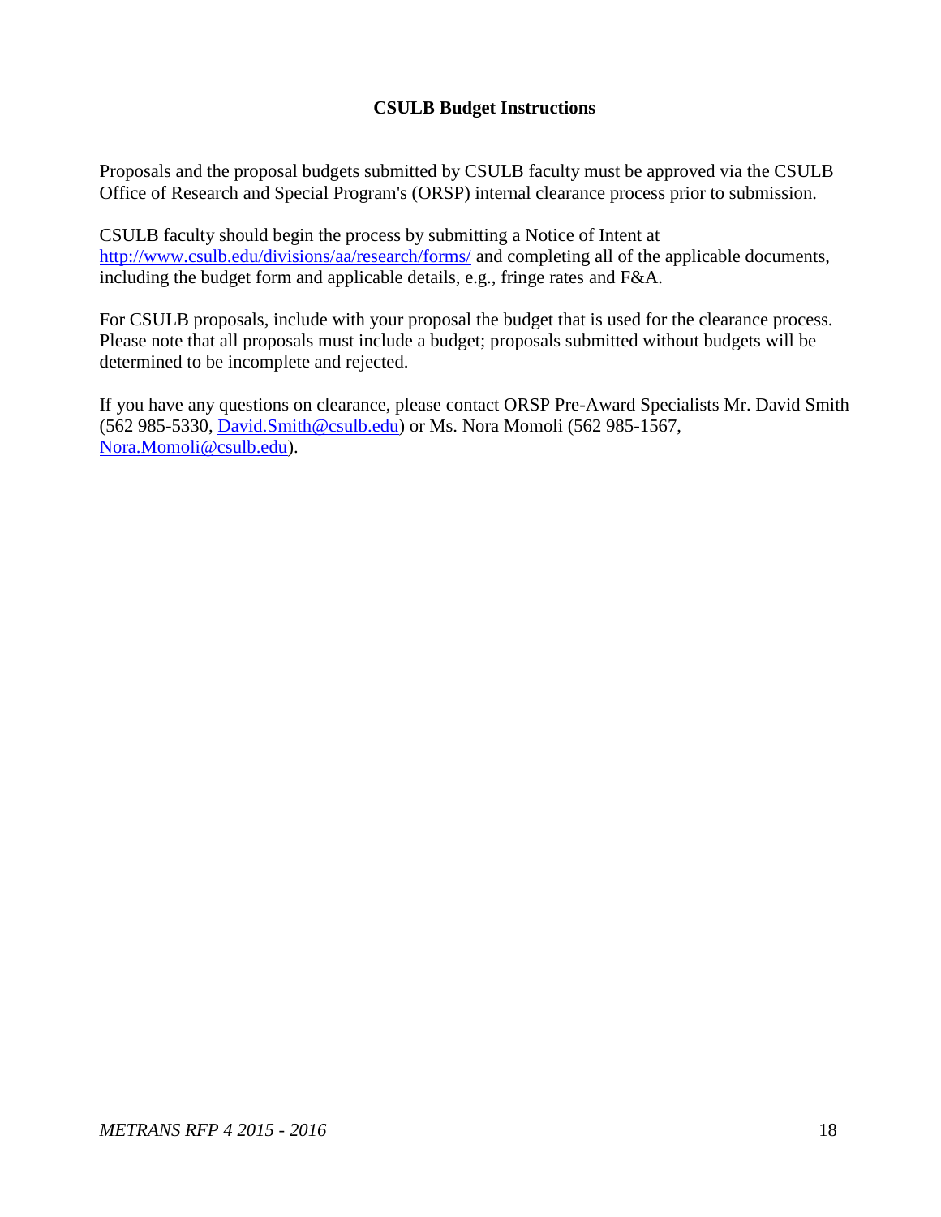# CSULB Budget Instructions

Proposals and the proposal budgets submitted by CSULB faculty must be approved via the CSULB Office of Research and Special Program's (ORSP) internal clearance process prior to submission.

CSULB faculty should begin the process by submitting a Notice of Intent at http://www.csulb.edu/divisions/aa/research/forms/ and completing all of the applicable documents, including the budget form and applicable details, e.g., fringe rates and F&A.

For CSULB proposals, include with your proposal the budget that is used for the clearance process. Please note that all proposals must include a budget; proposals submitted without budgets will be determined to be incomplete and rejected.

If you have any questions on clearance, please contact ORSP Pre-Award Specialists Mr. David Smith (562 985-5330, David.Smith@csulb.edu) or Ms. Nora Momoli (562 985-1567, Nora.Momoli@csulb.edu).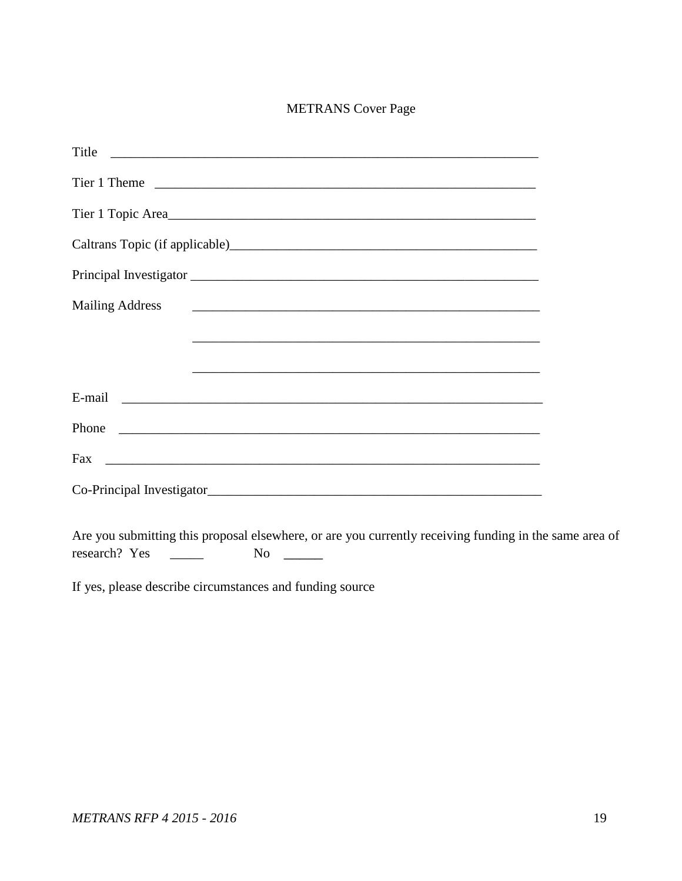# METRANS Cover Page

Title \_\_\_\_\_\_\_\_\_\_\_\_\_\_\_\_\_\_\_\_\_\_\_\_\_\_\_\_\_\_\_\_\_\_\_\_\_\_\_\_\_\_\_\_\_\_\_\_\_\_\_\_\_\_\_\_\_\_\_\_\_\_\_\_

Tier 1 Theme \_\_\_\_\_\_\_\_\_\_\_\_\_\_\_\_\_\_\_\_\_\_\_\_\_\_\_\_\_\_\_\_\_\_\_\_\_\_\_\_\_\_\_\_\_\_\_\_\_\_\_\_\_\_\_\_\_

Tier 1 Topic Area\_\_\_\_\_\_\_\_\_\_\_\_\_\_\_\_\_\_\_\_\_\_\_\_\_\_\_\_\_\_\_\_\_\_\_\_\_\_\_\_\_\_\_\_\_\_\_\_\_\_\_\_\_\_\_\_\_

Caltrans Topic (if applicable)\_\_\_\_\_\_\_\_\_\_\_\_\_\_\_\_\_\_\_\_\_\_\_\_\_\_\_\_\_\_\_\_\_\_\_\_\_\_\_\_\_\_\_\_\_\_\_\_

Principal Investigator \_\_\_\_\_\_\_\_\_\_\_\_\_\_\_\_\_\_\_\_\_\_\_\_\_\_\_\_\_\_\_\_\_\_\_\_\_\_\_\_\_\_\_\_\_\_\_\_\_\_\_\_\_\_

Mailing Address \_\_\_\_\_\_\_\_\_\_\_\_\_\_\_\_\_\_\_\_\_\_\_\_\_\_\_\_\_\_\_\_\_\_\_\_\_\_\_\_\_\_\_\_\_\_\_\_\_\_\_\_\_\_

\_\_\_\_\_\_\_\_\_\_\_\_\_\_\_\_\_\_\_\_\_\_\_\_\_\_\_\_\_\_\_\_\_\_\_\_\_\_\_\_\_\_\_\_\_\_\_\_\_\_\_\_\_\_

\_\_\_\_\_\_\_\_\_\_\_\_\_\_\_\_\_\_\_\_\_\_\_\_\_\_\_\_\_\_\_\_\_\_\_\_\_\_\_\_\_\_\_\_\_\_\_\_\_\_\_\_\_\_

E-mail \_\_\_\_\_\_\_\_\_\_\_\_\_\_\_\_\_\_\_\_\_\_\_\_\_\_\_\_\_\_\_\_\_\_\_\_\_\_\_\_\_\_\_\_\_\_\_\_\_\_\_\_\_\_\_\_\_\_\_\_\_\_\_\_

Phone \_\_\_\_\_\_\_\_\_\_\_\_\_\_\_\_\_\_\_\_\_\_\_\_\_\_\_\_\_\_\_\_\_\_\_\_\_\_\_\_\_\_\_\_\_\_\_\_\_\_\_\_\_\_\_\_\_\_\_\_\_\_\_\_

Fax \_\_\_\_\_\_\_\_\_\_\_\_\_\_\_\_\_\_\_\_\_\_\_\_\_\_\_\_\_\_\_\_\_\_\_\_\_\_\_\_\_\_\_\_\_\_\_\_\_\_\_\_\_\_\_\_\_\_\_\_\_\_\_\_\_\_

Co-Principal Investigator\_\_\_\_\_\_\_\_\_\_\_\_\_\_\_\_\_\_\_\_\_\_\_\_\_\_\_\_\_\_\_\_\_\_\_\_\_\_\_\_\_\_\_\_\_\_\_\_\_\_\_

Are you submitting this proposal elsewhere, or are you currently receiving funding in the same area of research? Yes \_\_\_\_\_ No \_\_\_\_\_\_

If yes, please describe circumstances and funding source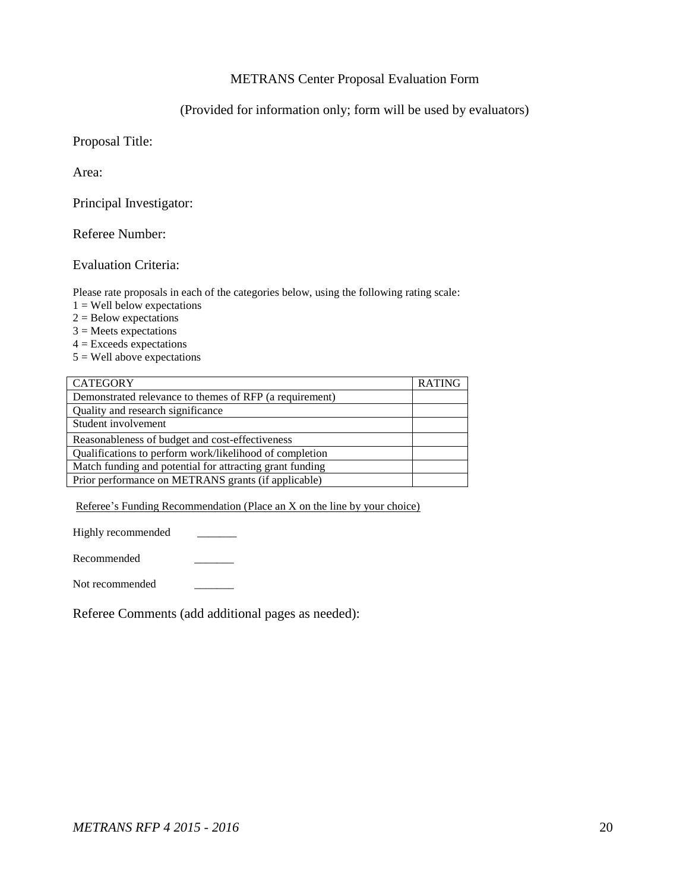# METRANS Center Proposal Evaluation Form

(Provided for information only; form will be used by evaluators)

Proposal Title:

Area:

Principal Investigator:

Referee Number:

Evaluation Criteria:

Please rate proposals in each of the categories below, using the following rating scale:
1 = Well below expectations
2 = Below expectations
3 = Meets expectations
4 = Exceeds expectations
5 = Well above expectations

| CATEGORY | RATING |
|---|---|
| Demonstrated relevance to themes of RFP (a requirement) | |
| Quality and research significance | |
| Student involvement | |
| Reasonableness of budget and cost-effectiveness | |
| Qualifications to perform work/likelihood of completion | |
| Match funding and potential for attracting grant funding | |
| Prior performance on METRANS grants (if applicable) | |

Referee's Funding Recommendation (Place an X on the line by your choice)

Highly recommended _______

Recommended _______

Not recommended _______

Referee Comments (add additional pages as needed):